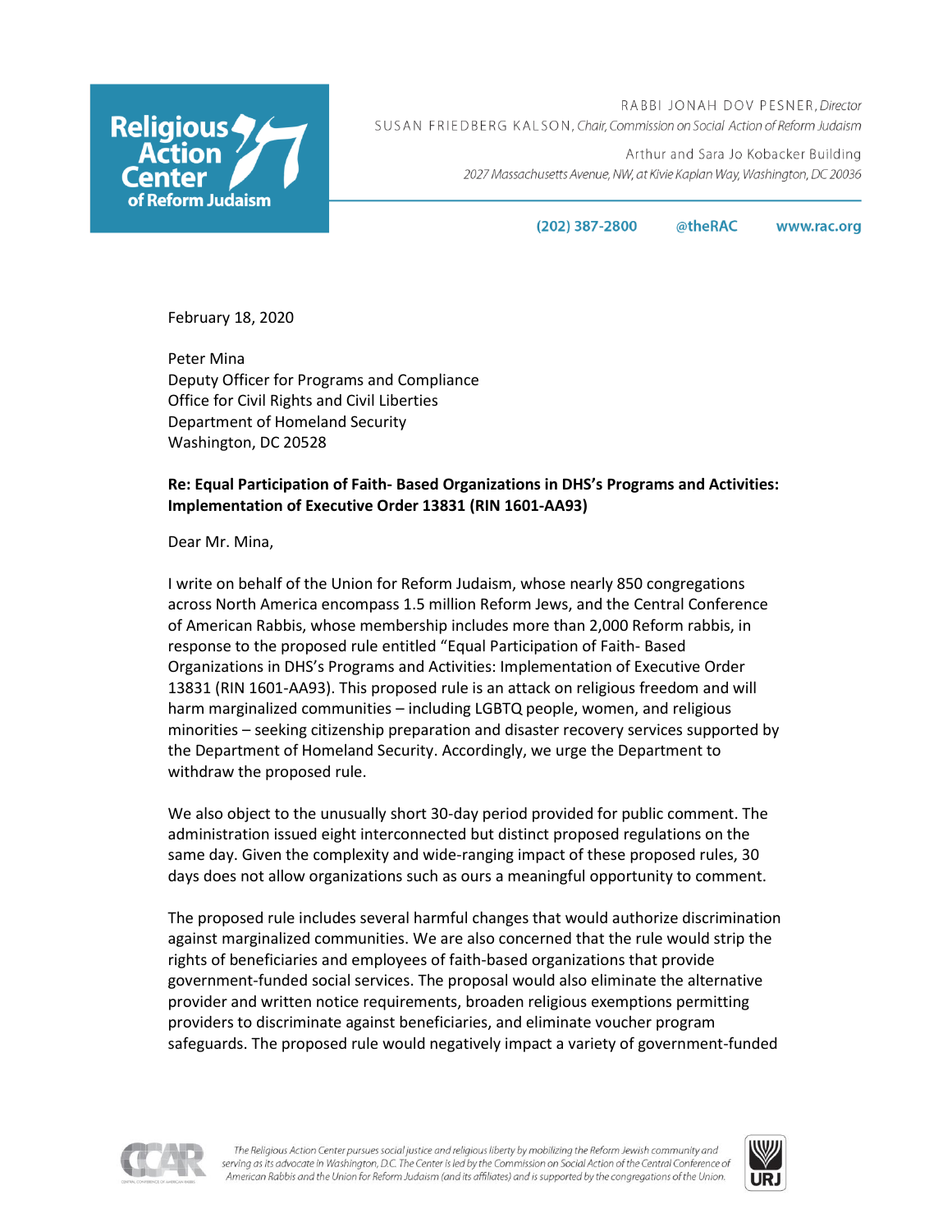# Religious Action Center of Reform Judaism

RABBI JONAH DOV PESNER, *Director*
SUSAN FRIEDBERG KALSON, *Chair, Commission on Social Action of Reform Judaism*

Arthur and Sara Jo Kobacker Building
*2027 Massachusetts Avenue, NW, at Kivie Kaplan Way, Washington, DC 20036*

**(202) 387-2800** **@theRAC** **www.rac.org**

February 18, 2020

Peter Mina
Deputy Officer for Programs and Compliance
Office for Civil Rights and Civil Liberties
Department of Homeland Security
Washington, DC 20528

**Re: Equal Participation of Faith- Based Organizations in DHS's Programs and Activities: Implementation of Executive Order 13831 (RIN 1601-AA93)**

Dear Mr. Mina,

I write on behalf of the Union for Reform Judaism, whose nearly 850 congregations across North America encompass 1.5 million Reform Jews, and the Central Conference of American Rabbis, whose membership includes more than 2,000 Reform rabbis, in response to the proposed rule entitled "Equal Participation of Faith- Based Organizations in DHS's Programs and Activities: Implementation of Executive Order 13831 (RIN 1601-AA93). This proposed rule is an attack on religious freedom and will harm marginalized communities – including LGBTQ people, women, and religious minorities – seeking citizenship preparation and disaster recovery services supported by the Department of Homeland Security. Accordingly, we urge the Department to withdraw the proposed rule.

We also object to the unusually short 30-day period provided for public comment. The administration issued eight interconnected but distinct proposed regulations on the same day. Given the complexity and wide-ranging impact of these proposed rules, 30 days does not allow organizations such as ours a meaningful opportunity to comment.

The proposed rule includes several harmful changes that would authorize discrimination against marginalized communities. We are also concerned that the rule would strip the rights of beneficiaries and employees of faith-based organizations that provide government-funded social services. The proposal would also eliminate the alternative provider and written notice requirements, broaden religious exemptions permitting providers to discriminate against beneficiaries, and eliminate voucher program safeguards. The proposed rule would negatively impact a variety of government-funded

*The Religious Action Center pursues social justice and religious liberty by mobilizing the Reform Jewish community and serving as its advocate in Washington, D.C. The Center is led by the Commission on Social Action of the Central Conference of American Rabbis and the Union for Reform Judaism (and its affiliates) and is supported by the congregations of the Union.*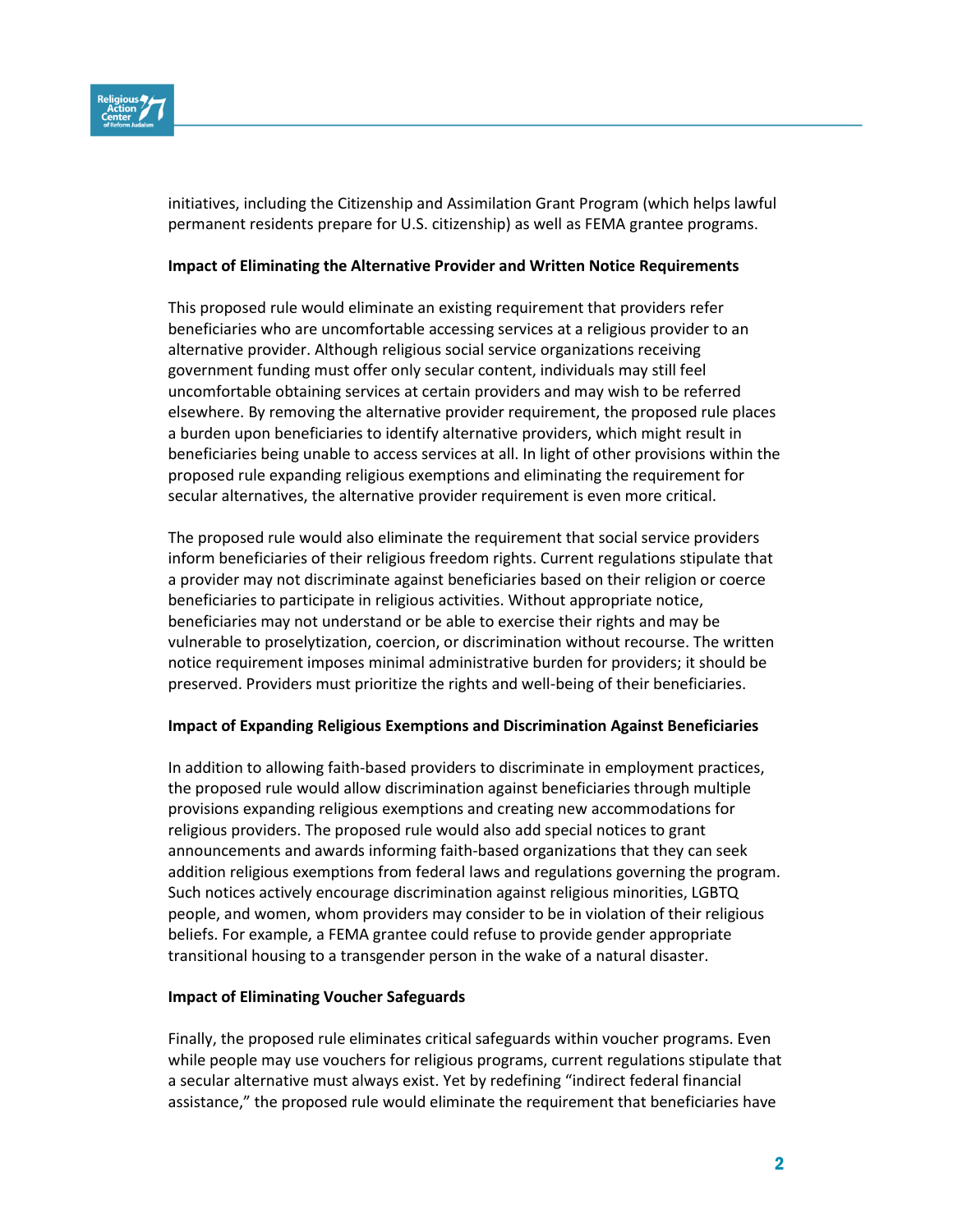initiatives, including the Citizenship and Assimilation Grant Program (which helps lawful permanent residents prepare for U.S. citizenship) as well as FEMA grantee programs.

**Impact of Eliminating the Alternative Provider and Written Notice Requirements**

This proposed rule would eliminate an existing requirement that providers refer beneficiaries who are uncomfortable accessing services at a religious provider to an alternative provider. Although religious social service organizations receiving government funding must offer only secular content, individuals may still feel uncomfortable obtaining services at certain providers and may wish to be referred elsewhere. By removing the alternative provider requirement, the proposed rule places a burden upon beneficiaries to identify alternative providers, which might result in beneficiaries being unable to access services at all. In light of other provisions within the proposed rule expanding religious exemptions and eliminating the requirement for secular alternatives, the alternative provider requirement is even more critical.

The proposed rule would also eliminate the requirement that social service providers inform beneficiaries of their religious freedom rights. Current regulations stipulate that a provider may not discriminate against beneficiaries based on their religion or coerce beneficiaries to participate in religious activities. Without appropriate notice, beneficiaries may not understand or be able to exercise their rights and may be vulnerable to proselytization, coercion, or discrimination without recourse. The written notice requirement imposes minimal administrative burden for providers; it should be preserved. Providers must prioritize the rights and well-being of their beneficiaries.

**Impact of Expanding Religious Exemptions and Discrimination Against Beneficiaries**

In addition to allowing faith-based providers to discriminate in employment practices, the proposed rule would allow discrimination against beneficiaries through multiple provisions expanding religious exemptions and creating new accommodations for religious providers. The proposed rule would also add special notices to grant announcements and awards informing faith-based organizations that they can seek addition religious exemptions from federal laws and regulations governing the program. Such notices actively encourage discrimination against religious minorities, LGBTQ people, and women, whom providers may consider to be in violation of their religious beliefs. For example, a FEMA grantee could refuse to provide gender appropriate transitional housing to a transgender person in the wake of a natural disaster.

**Impact of Eliminating Voucher Safeguards**

Finally, the proposed rule eliminates critical safeguards within voucher programs. Even while people may use vouchers for religious programs, current regulations stipulate that a secular alternative must always exist. Yet by redefining "indirect federal financial assistance," the proposed rule would eliminate the requirement that beneficiaries have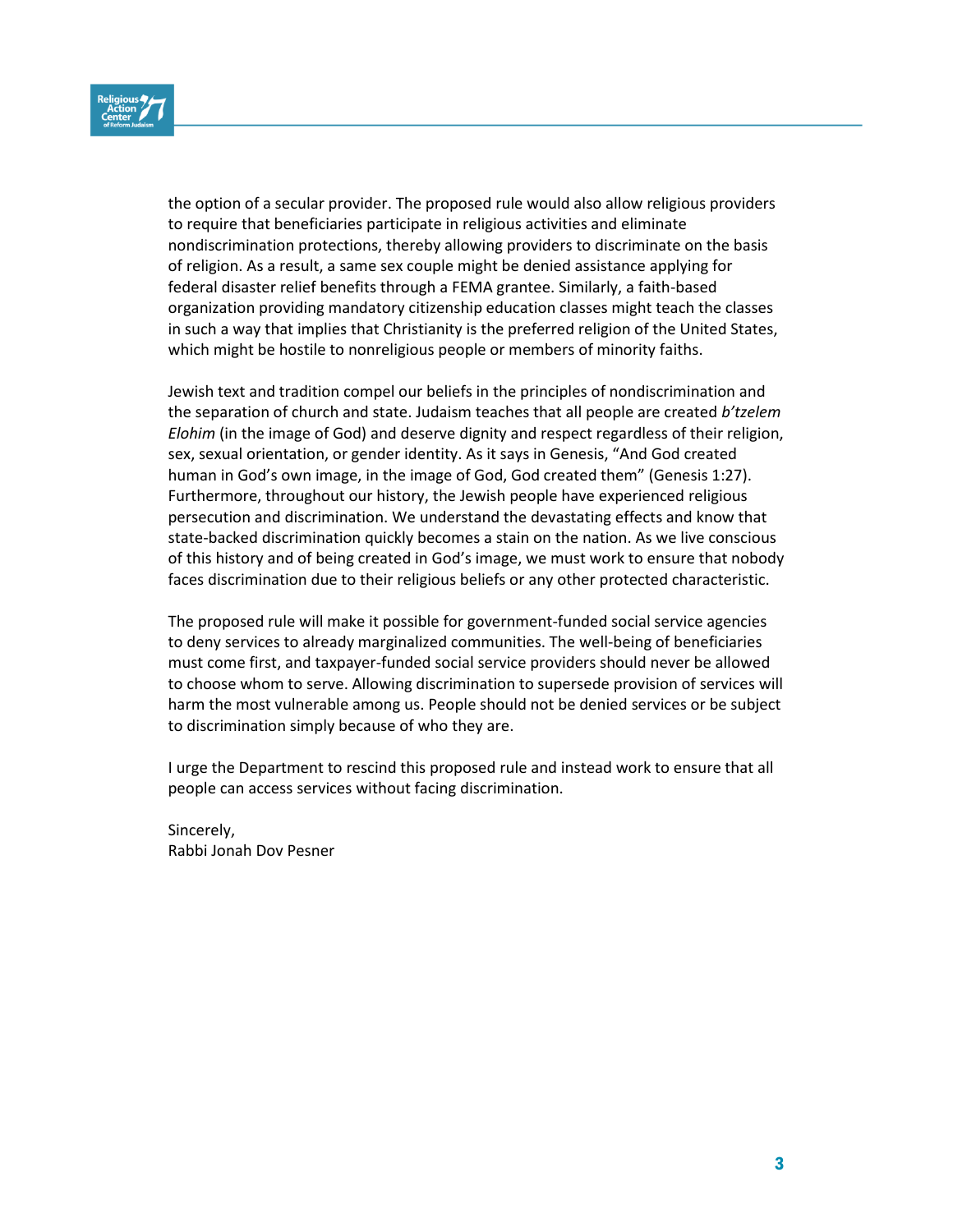the option of a secular provider. The proposed rule would also allow religious providers to require that beneficiaries participate in religious activities and eliminate nondiscrimination protections, thereby allowing providers to discriminate on the basis of religion. As a result, a same sex couple might be denied assistance applying for federal disaster relief benefits through a FEMA grantee. Similarly, a faith-based organization providing mandatory citizenship education classes might teach the classes in such a way that implies that Christianity is the preferred religion of the United States, which might be hostile to nonreligious people or members of minority faiths.

Jewish text and tradition compel our beliefs in the principles of nondiscrimination and the separation of church and state. Judaism teaches that all people are created *b'tzelem Elohim* (in the image of God) and deserve dignity and respect regardless of their religion, sex, sexual orientation, or gender identity. As it says in Genesis, "And God created human in God's own image, in the image of God, God created them" (Genesis 1:27). Furthermore, throughout our history, the Jewish people have experienced religious persecution and discrimination. We understand the devastating effects and know that state-backed discrimination quickly becomes a stain on the nation. As we live conscious of this history and of being created in God's image, we must work to ensure that nobody faces discrimination due to their religious beliefs or any other protected characteristic.

The proposed rule will make it possible for government-funded social service agencies to deny services to already marginalized communities. The well-being of beneficiaries must come first, and taxpayer-funded social service providers should never be allowed to choose whom to serve. Allowing discrimination to supersede provision of services will harm the most vulnerable among us. People should not be denied services or be subject to discrimination simply because of who they are.

I urge the Department to rescind this proposed rule and instead work to ensure that all people can access services without facing discrimination.

Sincerely,
Rabbi Jonah Dov Pesner